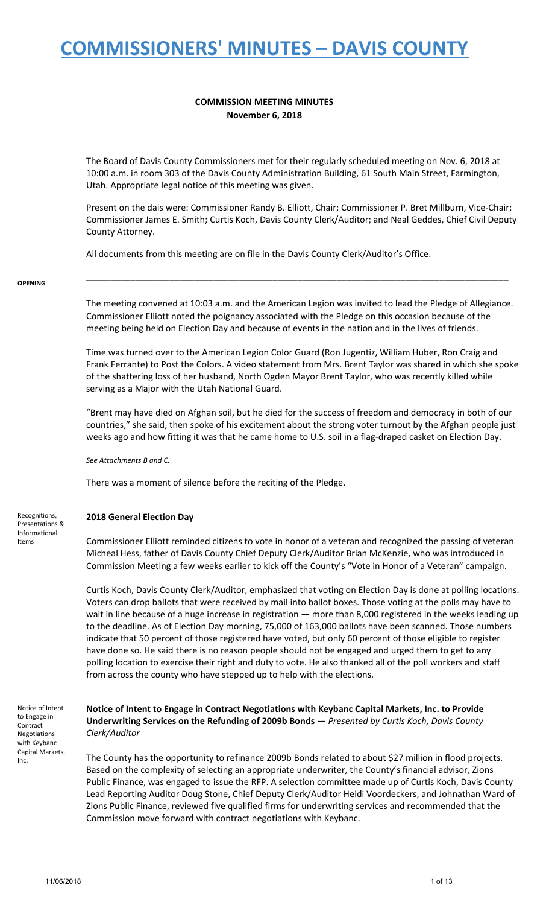# COMMISSIONERS' MINUTES – DAVIS COUNTY

**COMMISSION MEETING MINUTES**
**November 6, 2018**

The Board of Davis County Commissioners met for their regularly scheduled meeting on Nov. 6, 2018 at 10:00 a.m. in room 303 of the Davis County Administration Building, 61 South Main Street, Farmington, Utah. Appropriate legal notice of this meeting was given.

Present on the dais were: Commissioner Randy B. Elliott, Chair; Commissioner P. Bret Millburn, Vice-Chair; Commissioner James E. Smith; Curtis Koch, Davis County Clerk/Auditor; and Neal Geddes, Chief Civil Deputy County Attorney.

All documents from this meeting are on file in the Davis County Clerk/Auditor's Office.

---

**OPENING**

The meeting convened at 10:03 a.m. and the American Legion was invited to lead the Pledge of Allegiance. Commissioner Elliott noted the poignancy associated with the Pledge on this occasion because of the meeting being held on Election Day and because of events in the nation and in the lives of friends.

Time was turned over to the American Legion Color Guard (Ron Jugentiz, William Huber, Ron Craig and Frank Ferrante) to Post the Colors. A video statement from Mrs. Brent Taylor was shared in which she spoke of the shattering loss of her husband, North Ogden Mayor Brent Taylor, who was recently killed while serving as a Major with the Utah National Guard.

"Brent may have died on Afghan soil, but he died for the success of freedom and democracy in both of our countries," she said, then spoke of his excitement about the strong voter turnout by the Afghan people just weeks ago and how fitting it was that he came home to U.S. soil in a flag-draped casket on Election Day.

*See Attachments B and C.*

There was a moment of silence before the reciting of the Pledge.

Recognitions, Presentations & Informational Items

**2018 General Election Day**

Commissioner Elliott reminded citizens to vote in honor of a veteran and recognized the passing of veteran Micheal Hess, father of Davis County Chief Deputy Clerk/Auditor Brian McKenzie, who was introduced in Commission Meeting a few weeks earlier to kick off the County's "Vote in Honor of a Veteran" campaign.

Curtis Koch, Davis County Clerk/Auditor, emphasized that voting on Election Day is done at polling locations. Voters can drop ballots that were received by mail into ballot boxes. Those voting at the polls may have to wait in line because of a huge increase in registration — more than 8,000 registered in the weeks leading up to the deadline. As of Election Day morning, 75,000 of 163,000 ballots have been scanned. Those numbers indicate that 50 percent of those registered have voted, but only 60 percent of those eligible to register have done so. He said there is no reason people should not be engaged and urged them to get to any polling location to exercise their right and duty to vote. He also thanked all of the poll workers and staff from across the county who have stepped up to help with the elections.

Notice of Intent to Engage in Contract Negotiations with Keybanc Capital Markets, Inc.

**Notice of Intent to Engage in Contract Negotiations with Keybanc Capital Markets, Inc. to Provide Underwriting Services on the Refunding of 2009b Bonds** — *Presented by Curtis Koch, Davis County Clerk/Auditor*

The County has the opportunity to refinance 2009b Bonds related to about $27 million in flood projects. Based on the complexity of selecting an appropriate underwriter, the County's financial advisor, Zions Public Finance, was engaged to issue the RFP. A selection committee made up of Curtis Koch, Davis County Lead Reporting Auditor Doug Stone, Chief Deputy Clerk/Auditor Heidi Voordeckers, and Johnathan Ward of Zions Public Finance, reviewed five qualified firms for underwriting services and recommended that the Commission move forward with contract negotiations with Keybanc.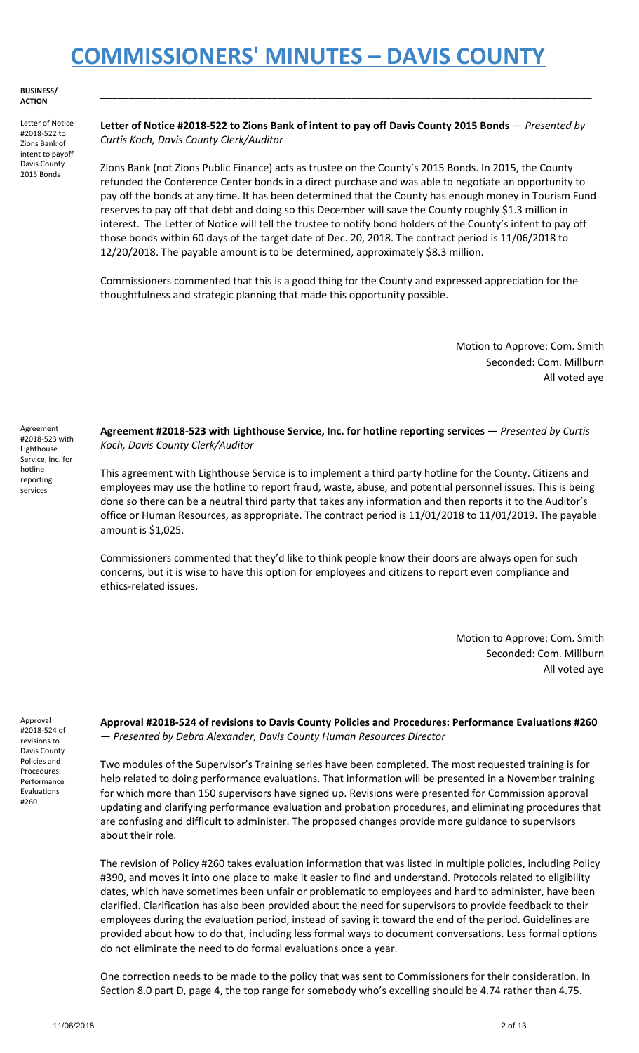# COMMISSIONERS' MINUTES – DAVIS COUNTY

**BUSINESS/ ACTION**

Letter of Notice #2018-522 to Zions Bank of intent to payoff Davis County 2015 Bonds

**Letter of Notice #2018-522 to Zions Bank of intent to pay off Davis County 2015 Bonds** — *Presented by Curtis Koch, Davis County Clerk/Auditor*

Zions Bank (not Zions Public Finance) acts as trustee on the County's 2015 Bonds. In 2015, the County refunded the Conference Center bonds in a direct purchase and was able to negotiate an opportunity to pay off the bonds at any time. It has been determined that the County has enough money in Tourism Fund reserves to pay off that debt and doing so this December will save the County roughly $1.3 million in interest. The Letter of Notice will tell the trustee to notify bond holders of the County's intent to pay off those bonds within 60 days of the target date of Dec. 20, 2018. The contract period is 11/06/2018 to 12/20/2018. The payable amount is to be determined, approximately $8.3 million.

Commissioners commented that this is a good thing for the County and expressed appreciation for the thoughtfulness and strategic planning that made this opportunity possible.

Motion to Approve: Com. Smith
Seconded: Com. Millburn
All voted aye

Agreement #2018-523 with Lighthouse Service, Inc. for hotline reporting services

**Agreement #2018-523 with Lighthouse Service, Inc. for hotline reporting services** — *Presented by Curtis Koch, Davis County Clerk/Auditor*

This agreement with Lighthouse Service is to implement a third party hotline for the County. Citizens and employees may use the hotline to report fraud, waste, abuse, and potential personnel issues. This is being done so there can be a neutral third party that takes any information and then reports it to the Auditor's office or Human Resources, as appropriate. The contract period is 11/01/2018 to 11/01/2019. The payable amount is $1,025.

Commissioners commented that they'd like to think people know their doors are always open for such concerns, but it is wise to have this option for employees and citizens to report even compliance and ethics-related issues.

Motion to Approve: Com. Smith
Seconded: Com. Millburn
All voted aye

Approval #2018-524 of revisions to Davis County Policies and Procedures: Performance Evaluations #260

**Approval #2018-524 of revisions to Davis County Policies and Procedures: Performance Evaluations #260** — *Presented by Debra Alexander, Davis County Human Resources Director*

Two modules of the Supervisor's Training series have been completed. The most requested training is for help related to doing performance evaluations. That information will be presented in a November training for which more than 150 supervisors have signed up. Revisions were presented for Commission approval updating and clarifying performance evaluation and probation procedures, and eliminating procedures that are confusing and difficult to administer. The proposed changes provide more guidance to supervisors about their role.

The revision of Policy #260 takes evaluation information that was listed in multiple policies, including Policy #390, and moves it into one place to make it easier to find and understand. Protocols related to eligibility dates, which have sometimes been unfair or problematic to employees and hard to administer, have been clarified. Clarification has also been provided about the need for supervisors to provide feedback to their employees during the evaluation period, instead of saving it toward the end of the period. Guidelines are provided about how to do that, including less formal ways to document conversations. Less formal options do not eliminate the need to do formal evaluations once a year.

One correction needs to be made to the policy that was sent to Commissioners for their consideration. In Section 8.0 part D, page 4, the top range for somebody who's excelling should be 4.74 rather than 4.75.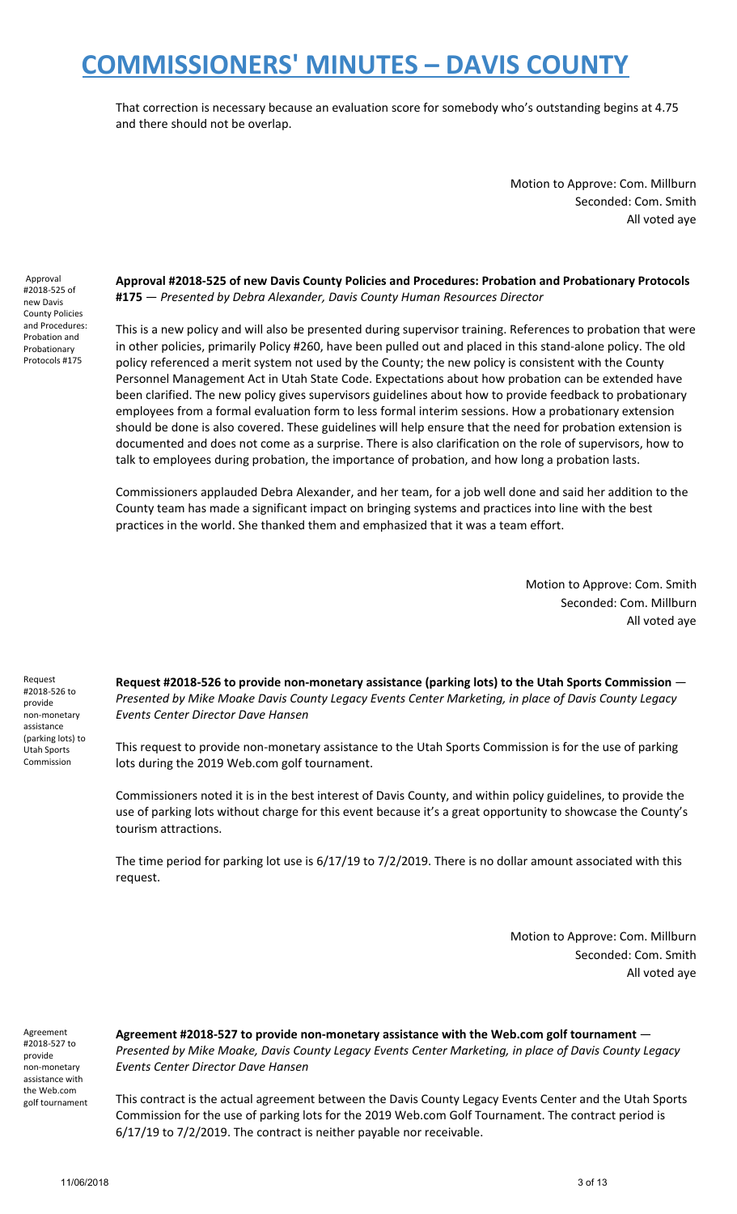That correction is necessary because an evaluation score for somebody who's outstanding begins at 4.75 and there should not be overlap.

Motion to Approve: Com. Millburn
Seconded: Com. Smith
All voted aye

Approval #2018-525 of new Davis County Policies and Procedures: Probation and Probationary Protocols #175

**Approval #2018-525 of new Davis County Policies and Procedures: Probation and Probationary Protocols #175** — *Presented by Debra Alexander, Davis County Human Resources Director*

This is a new policy and will also be presented during supervisor training. References to probation that were in other policies, primarily Policy #260, have been pulled out and placed in this stand-alone policy. The old policy referenced a merit system not used by the County; the new policy is consistent with the County Personnel Management Act in Utah State Code. Expectations about how probation can be extended have been clarified. The new policy gives supervisors guidelines about how to provide feedback to probationary employees from a formal evaluation form to less formal interim sessions. How a probationary extension should be done is also covered. These guidelines will help ensure that the need for probation extension is documented and does not come as a surprise. There is also clarification on the role of supervisors, how to talk to employees during probation, the importance of probation, and how long a probation lasts.

Commissioners applauded Debra Alexander, and her team, for a job well done and said her addition to the County team has made a significant impact on bringing systems and practices into line with the best practices in the world. She thanked them and emphasized that it was a team effort.

Motion to Approve: Com. Smith
Seconded: Com. Millburn
All voted aye

Request #2018-526 to provide non-monetary assistance (parking lots) to Utah Sports Commission

**Request #2018-526 to provide non-monetary assistance (parking lots) to the Utah Sports Commission** — *Presented by Mike Moake Davis County Legacy Events Center Marketing, in place of Davis County Legacy Events Center Director Dave Hansen*

This request to provide non-monetary assistance to the Utah Sports Commission is for the use of parking lots during the 2019 Web.com golf tournament.

Commissioners noted it is in the best interest of Davis County, and within policy guidelines, to provide the use of parking lots without charge for this event because it's a great opportunity to showcase the County's tourism attractions.

The time period for parking lot use is 6/17/19 to 7/2/2019. There is no dollar amount associated with this request.

Motion to Approve: Com. Millburn
Seconded: Com. Smith
All voted aye

Agreement #2018-527 to provide non-monetary assistance with the Web.com golf tournament

**Agreement #2018-527 to provide non-monetary assistance with the Web.com golf tournament** — *Presented by Mike Moake, Davis County Legacy Events Center Marketing, in place of Davis County Legacy Events Center Director Dave Hansen*

This contract is the actual agreement between the Davis County Legacy Events Center and the Utah Sports Commission for the use of parking lots for the 2019 Web.com Golf Tournament. The contract period is 6/17/19 to 7/2/2019. The contract is neither payable nor receivable.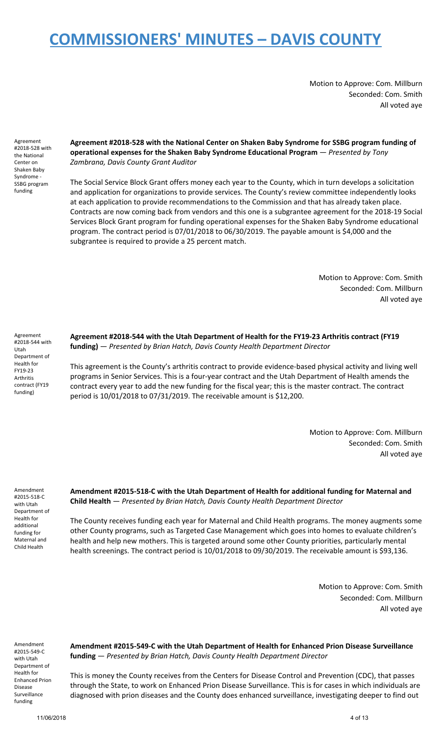Motion to Approve: Com. Millburn
Seconded: Com. Smith
All voted aye

Agreement #2018-528 with the National Center on Shaken Baby Syndrome - SSBG program funding

**Agreement #2018-528 with the National Center on Shaken Baby Syndrome for SSBG program funding of operational expenses for the Shaken Baby Syndrome Educational Program** — *Presented by Tony Zambrana, Davis County Grant Auditor*

The Social Service Block Grant offers money each year to the County, which in turn develops a solicitation and application for organizations to provide services. The County's review committee independently looks at each application to provide recommendations to the Commission and that has already taken place. Contracts are now coming back from vendors and this one is a subgrantee agreement for the 2018-19 Social Services Block Grant program for funding operational expenses for the Shaken Baby Syndrome educational program. The contract period is 07/01/2018 to 06/30/2019. The payable amount is $4,000 and the subgrantee is required to provide a 25 percent match.

Motion to Approve: Com. Smith
Seconded: Com. Millburn
All voted aye

Agreement #2018-544 with Utah Department of Health for FY19-23 Arthritis contract (FY19 funding)

**Agreement #2018-544 with the Utah Department of Health for the FY19-23 Arthritis contract (FY19 funding)** — *Presented by Brian Hatch, Davis County Health Department Director*

This agreement is the County's arthritis contract to provide evidence-based physical activity and living well programs in Senior Services. This is a four-year contract and the Utah Department of Health amends the contract every year to add the new funding for the fiscal year; this is the master contract. The contract period is 10/01/2018 to 07/31/2019. The receivable amount is $12,200.

Motion to Approve: Com. Millburn
Seconded: Com. Smith
All voted aye

Amendment #2015-518-C with Utah Department of Health for additional funding for Maternal and Child Health

**Amendment #2015-518-C with the Utah Department of Health for additional funding for Maternal and Child Health** — *Presented by Brian Hatch, Davis County Health Department Director*

The County receives funding each year for Maternal and Child Health programs. The money augments some other County programs, such as Targeted Case Management which goes into homes to evaluate children's health and help new mothers. This is targeted around some other County priorities, particularly mental health screenings. The contract period is 10/01/2018 to 09/30/2019. The receivable amount is $93,136.

Motion to Approve: Com. Smith
Seconded: Com. Millburn
All voted aye

Amendment #2015-549-C with Utah Department of Health for Enhanced Prion Disease Surveillance funding

**Amendment #2015-549-C with the Utah Department of Health for Enhanced Prion Disease Surveillance funding** — *Presented by Brian Hatch, Davis County Health Department Director*

This is money the County receives from the Centers for Disease Control and Prevention (CDC), that passes through the State, to work on Enhanced Prion Disease Surveillance. This is for cases in which individuals are diagnosed with prion diseases and the County does enhanced surveillance, investigating deeper to find out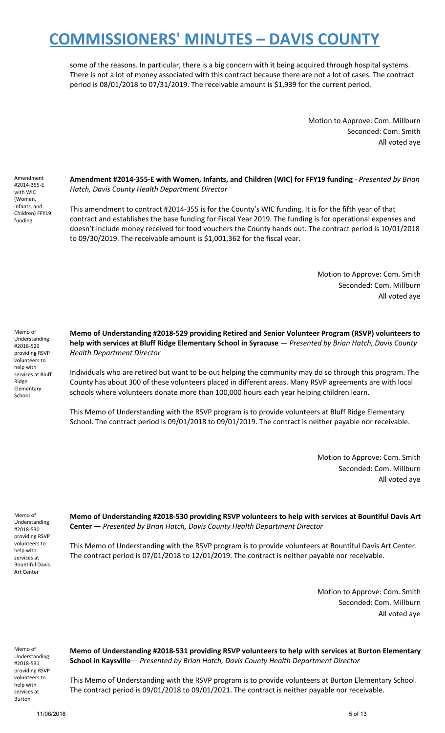some of the reasons. In particular, there is a big concern with it being acquired through hospital systems. There is not a lot of money associated with this contract because there are not a lot of cases. The contract period is 08/01/2018 to 07/31/2019. The receivable amount is $1,939 for the current period.

Motion to Approve: Com. Millburn
Seconded: Com. Smith
All voted aye

Amendment #2014-355-E with WIC (Women, Infants, and Children) FFY19 funding

**Amendment #2014-355-E with Women, Infants, and Children (WIC) for FFY19 funding** - *Presented by Brian Hatch, Davis County Health Department Director*

This amendment to contract #2014-355 is for the County's WIC funding. It is for the fifth year of that contract and establishes the base funding for Fiscal Year 2019. The funding is for operational expenses and doesn't include money received for food vouchers the County hands out. The contract period is 10/01/2018 to 09/30/2019. The receivable amount is $1,001,362 for the fiscal year.

Motion to Approve: Com. Smith
Seconded: Com. Millburn
All voted aye

Memo of Understanding #2018-529 providing RSVP volunteers to help with services at Bluff Ridge Elementary School

**Memo of Understanding #2018-529 providing Retired and Senior Volunteer Program (RSVP) volunteers to help with services at Bluff Ridge Elementary School in Syracuse** — *Presented by Brian Hatch, Davis County Health Department Director*

Individuals who are retired but want to be out helping the community may do so through this program. The County has about 300 of these volunteers placed in different areas. Many RSVP agreements are with local schools where volunteers donate more than 100,000 hours each year helping children learn.

This Memo of Understanding with the RSVP program is to provide volunteers at Bluff Ridge Elementary School. The contract period is 09/01/2018 to 09/01/2019. The contract is neither payable nor receivable.

Motion to Approve: Com. Smith
Seconded: Com. Millburn
All voted aye

Memo of Understanding #2018-530 providing RSVP volunteers to help with services at Bountiful Davis Art Center

**Memo of Understanding #2018-530 providing RSVP volunteers to help with services at Bountiful Davis Art Center** — *Presented by Brian Hatch, Davis County Health Department Director*

This Memo of Understanding with the RSVP program is to provide volunteers at Bountiful Davis Art Center. The contract period is 07/01/2018 to 12/01/2019. The contract is neither payable nor receivable.

Motion to Approve: Com. Smith
Seconded: Com. Millburn
All voted aye

Memo of Understanding #2018-531 providing RSVP volunteers to help with services at Burton

**Memo of Understanding #2018-531 providing RSVP volunteers to help with services at Burton Elementary School in Kaysville**— *Presented by Brian Hatch, Davis County Health Department Director*

This Memo of Understanding with the RSVP program is to provide volunteers at Burton Elementary School. The contract period is 09/01/2018 to 09/01/2021. The contract is neither payable nor receivable.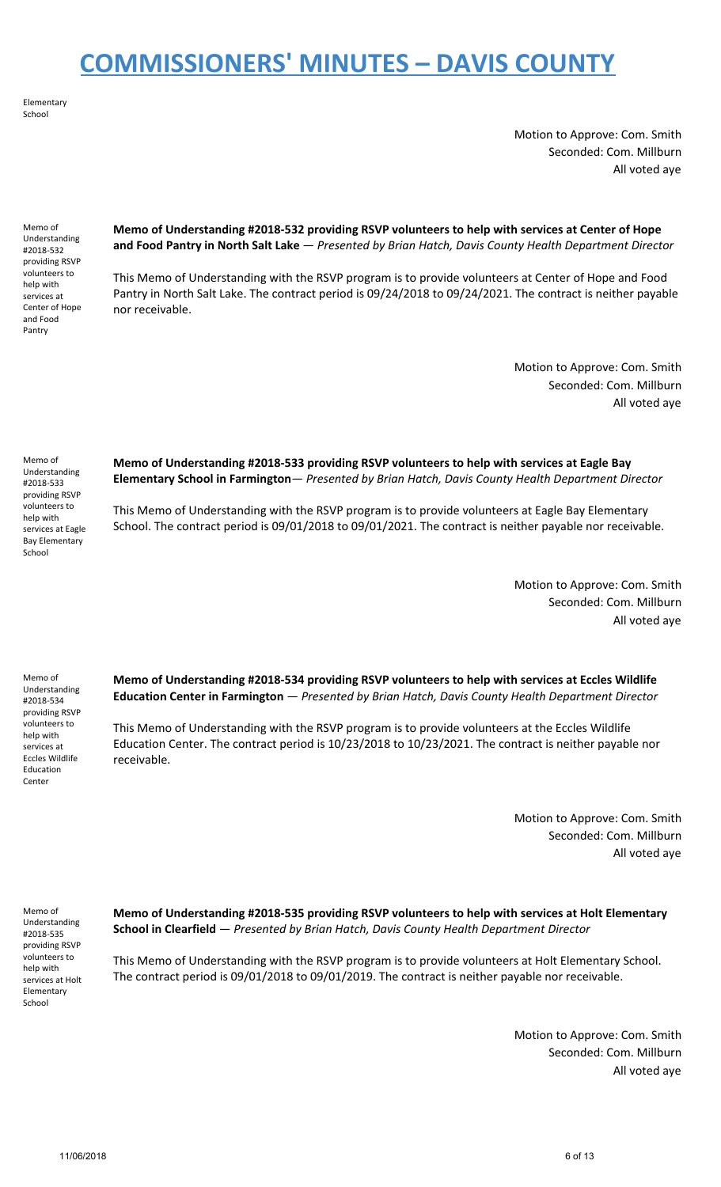Elementary School

Motion to Approve: Com. Smith
Seconded: Com. Millburn
All voted aye

Memo of Understanding #2018-532 providing RSVP volunteers to help with services at Center of Hope and Food Pantry

**Memo of Understanding #2018-532 providing RSVP volunteers to help with services at Center of Hope and Food Pantry in North Salt Lake** — *Presented by Brian Hatch, Davis County Health Department Director*

This Memo of Understanding with the RSVP program is to provide volunteers at Center of Hope and Food Pantry in North Salt Lake. The contract period is 09/24/2018 to 09/24/2021. The contract is neither payable nor receivable.

Motion to Approve: Com. Smith
Seconded: Com. Millburn
All voted aye

Memo of Understanding #2018-533 providing RSVP volunteers to help with services at Eagle Bay Elementary School

**Memo of Understanding #2018-533 providing RSVP volunteers to help with services at Eagle Bay Elementary School in Farmington**— *Presented by Brian Hatch, Davis County Health Department Director*

This Memo of Understanding with the RSVP program is to provide volunteers at Eagle Bay Elementary School. The contract period is 09/01/2018 to 09/01/2021. The contract is neither payable nor receivable.

Motion to Approve: Com. Smith
Seconded: Com. Millburn
All voted aye

Memo of Understanding #2018-534 providing RSVP volunteers to help with services at Eccles Wildlife Education Center

**Memo of Understanding #2018-534 providing RSVP volunteers to help with services at Eccles Wildlife Education Center in Farmington** — *Presented by Brian Hatch, Davis County Health Department Director*

This Memo of Understanding with the RSVP program is to provide volunteers at the Eccles Wildlife Education Center. The contract period is 10/23/2018 to 10/23/2021. The contract is neither payable nor receivable.

Motion to Approve: Com. Smith
Seconded: Com. Millburn
All voted aye

Memo of Understanding #2018-535 providing RSVP volunteers to help with services at Holt Elementary School

**Memo of Understanding #2018-535 providing RSVP volunteers to help with services at Holt Elementary School in Clearfield** — *Presented by Brian Hatch, Davis County Health Department Director*

This Memo of Understanding with the RSVP program is to provide volunteers at Holt Elementary School. The contract period is 09/01/2018 to 09/01/2019. The contract is neither payable nor receivable.

Motion to Approve: Com. Smith
Seconded: Com. Millburn
All voted aye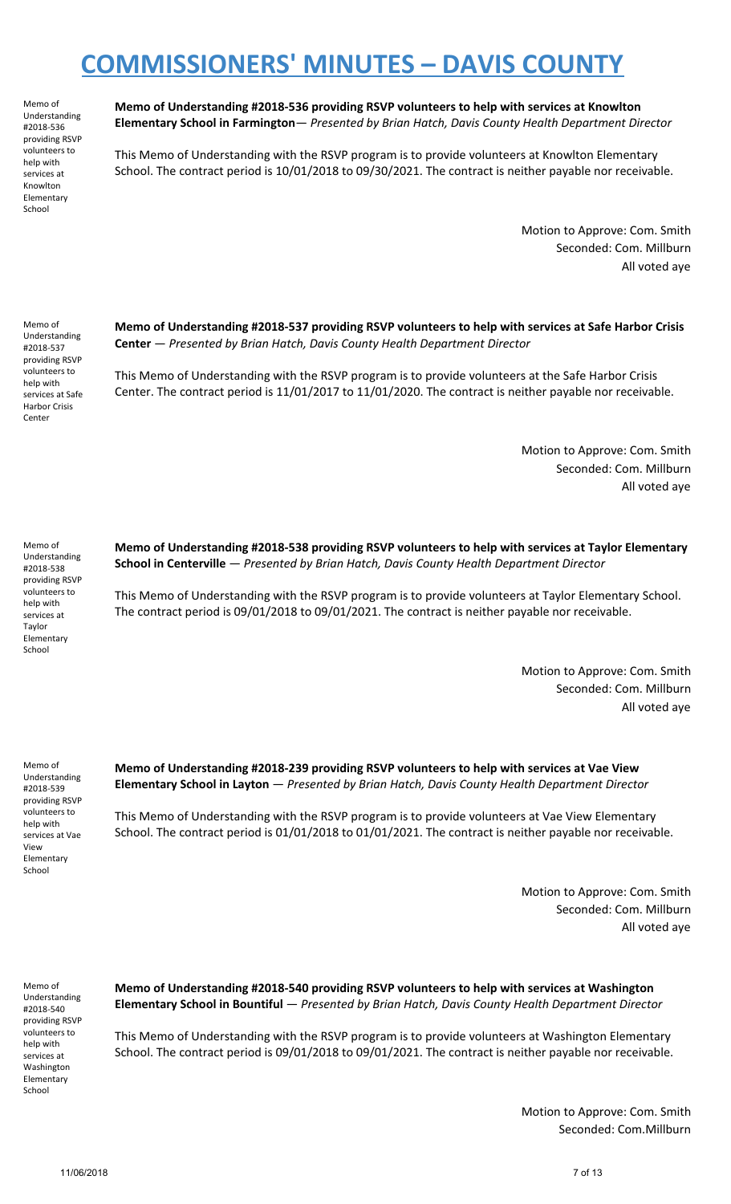# COMMISSIONERS' MINUTES – DAVIS COUNTY

Memo of Understanding #2018-536 providing RSVP volunteers to help with services at Knowlton Elementary School

**Memo of Understanding #2018-536 providing RSVP volunteers to help with services at Knowlton Elementary School in Farmington**— *Presented by Brian Hatch, Davis County Health Department Director*

This Memo of Understanding with the RSVP program is to provide volunteers at Knowlton Elementary School. The contract period is 10/01/2018 to 09/30/2021. The contract is neither payable nor receivable.

Motion to Approve: Com. Smith
Seconded: Com. Millburn
All voted aye

Memo of Understanding #2018-537 providing RSVP volunteers to help with services at Safe Harbor Crisis Center

**Memo of Understanding #2018-537 providing RSVP volunteers to help with services at Safe Harbor Crisis Center** — *Presented by Brian Hatch, Davis County Health Department Director*

This Memo of Understanding with the RSVP program is to provide volunteers at the Safe Harbor Crisis Center. The contract period is 11/01/2017 to 11/01/2020. The contract is neither payable nor receivable.

Motion to Approve: Com. Smith
Seconded: Com. Millburn
All voted aye

Memo of Understanding #2018-538 providing RSVP volunteers to help with services at Taylor Elementary School

**Memo of Understanding #2018-538 providing RSVP volunteers to help with services at Taylor Elementary School in Centerville** — *Presented by Brian Hatch, Davis County Health Department Director*

This Memo of Understanding with the RSVP program is to provide volunteers at Taylor Elementary School. The contract period is 09/01/2018 to 09/01/2021. The contract is neither payable nor receivable.

Motion to Approve: Com. Smith
Seconded: Com. Millburn
All voted aye

Memo of Understanding #2018-539 providing RSVP volunteers to help with services at Vae View Elementary School

**Memo of Understanding #2018-239 providing RSVP volunteers to help with services at Vae View Elementary School in Layton** — *Presented by Brian Hatch, Davis County Health Department Director*

This Memo of Understanding with the RSVP program is to provide volunteers at Vae View Elementary School. The contract period is 01/01/2018 to 01/01/2021. The contract is neither payable nor receivable.

Motion to Approve: Com. Smith
Seconded: Com. Millburn
All voted aye

Memo of Understanding #2018-540 providing RSVP volunteers to help with services at Washington Elementary School

**Memo of Understanding #2018-540 providing RSVP volunteers to help with services at Washington Elementary School in Bountiful** — *Presented by Brian Hatch, Davis County Health Department Director*

This Memo of Understanding with the RSVP program is to provide volunteers at Washington Elementary School. The contract period is 09/01/2018 to 09/01/2021. The contract is neither payable nor receivable.

Motion to Approve: Com. Smith
Seconded: Com.Millburn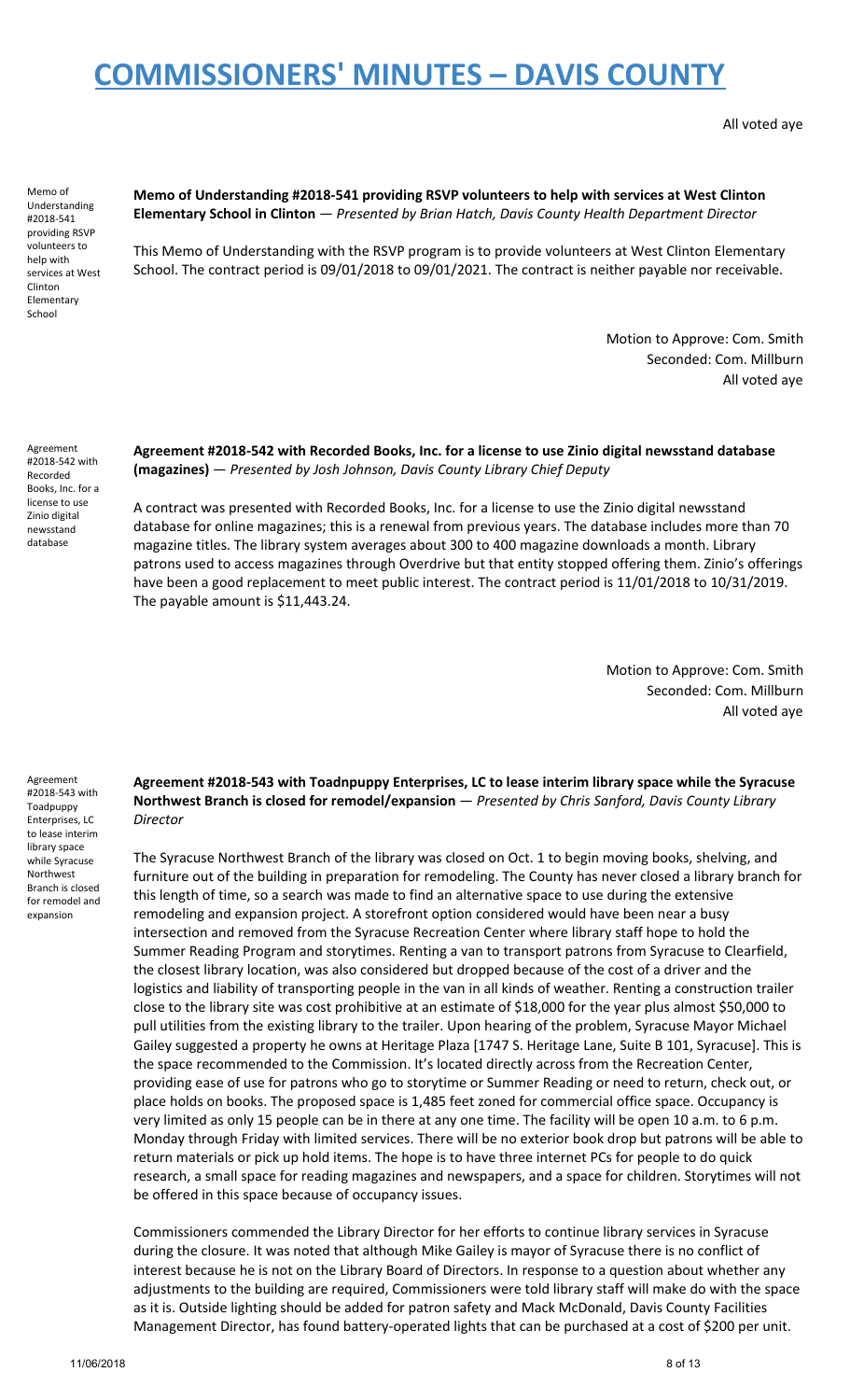All voted aye

Memo of Understanding #2018-541 providing RSVP volunteers to help with services at West Clinton Elementary School

**Memo of Understanding #2018-541 providing RSVP volunteers to help with services at West Clinton Elementary School in Clinton** — *Presented by Brian Hatch, Davis County Health Department Director*

This Memo of Understanding with the RSVP program is to provide volunteers at West Clinton Elementary School. The contract period is 09/01/2018 to 09/01/2021. The contract is neither payable nor receivable.

Motion to Approve: Com. Smith
Seconded: Com. Millburn
All voted aye

Agreement #2018-542 with Recorded Books, Inc. for a license to use Zinio digital newsstand database

**Agreement #2018-542 with Recorded Books, Inc. for a license to use Zinio digital newsstand database (magazines)** — *Presented by Josh Johnson, Davis County Library Chief Deputy*

A contract was presented with Recorded Books, Inc. for a license to use the Zinio digital newsstand database for online magazines; this is a renewal from previous years. The database includes more than 70 magazine titles. The library system averages about 300 to 400 magazine downloads a month. Library patrons used to access magazines through Overdrive but that entity stopped offering them. Zinio's offerings have been a good replacement to meet public interest. The contract period is 11/01/2018 to 10/31/2019. The payable amount is $11,443.24.

Motion to Approve: Com. Smith
Seconded: Com. Millburn
All voted aye

Agreement #2018-543 with Toadpuppy Enterprises, LC to lease interim library space while Syracuse Northwest Branch is closed for remodel and expansion

**Agreement #2018-543 with Toadnpuppy Enterprises, LC to lease interim library space while the Syracuse Northwest Branch is closed for remodel/expansion** — *Presented by Chris Sanford, Davis County Library Director*

The Syracuse Northwest Branch of the library was closed on Oct. 1 to begin moving books, shelving, and furniture out of the building in preparation for remodeling. The County has never closed a library branch for this length of time, so a search was made to find an alternative space to use during the extensive remodeling and expansion project. A storefront option considered would have been near a busy intersection and removed from the Syracuse Recreation Center where library staff hope to hold the Summer Reading Program and storytimes. Renting a van to transport patrons from Syracuse to Clearfield, the closest library location, was also considered but dropped because of the cost of a driver and the logistics and liability of transporting people in the van in all kinds of weather. Renting a construction trailer close to the library site was cost prohibitive at an estimate of $18,000 for the year plus almost $50,000 to pull utilities from the existing library to the trailer. Upon hearing of the problem, Syracuse Mayor Michael Gailey suggested a property he owns at Heritage Plaza [1747 S. Heritage Lane, Suite B 101, Syracuse]. This is the space recommended to the Commission. It's located directly across from the Recreation Center, providing ease of use for patrons who go to storytime or Summer Reading or need to return, check out, or place holds on books. The proposed space is 1,485 feet zoned for commercial office space. Occupancy is very limited as only 15 people can be in there at any one time. The facility will be open 10 a.m. to 6 p.m. Monday through Friday with limited services. There will be no exterior book drop but patrons will be able to return materials or pick up hold items. The hope is to have three internet PCs for people to do quick research, a small space for reading magazines and newspapers, and a space for children. Storytimes will not be offered in this space because of occupancy issues.

Commissioners commended the Library Director for her efforts to continue library services in Syracuse during the closure. It was noted that although Mike Gailey is mayor of Syracuse there is no conflict of interest because he is not on the Library Board of Directors. In response to a question about whether any adjustments to the building are required, Commissioners were told library staff will make do with the space as it is. Outside lighting should be added for patron safety and Mack McDonald, Davis County Facilities Management Director, has found battery-operated lights that can be purchased at a cost of $200 per unit.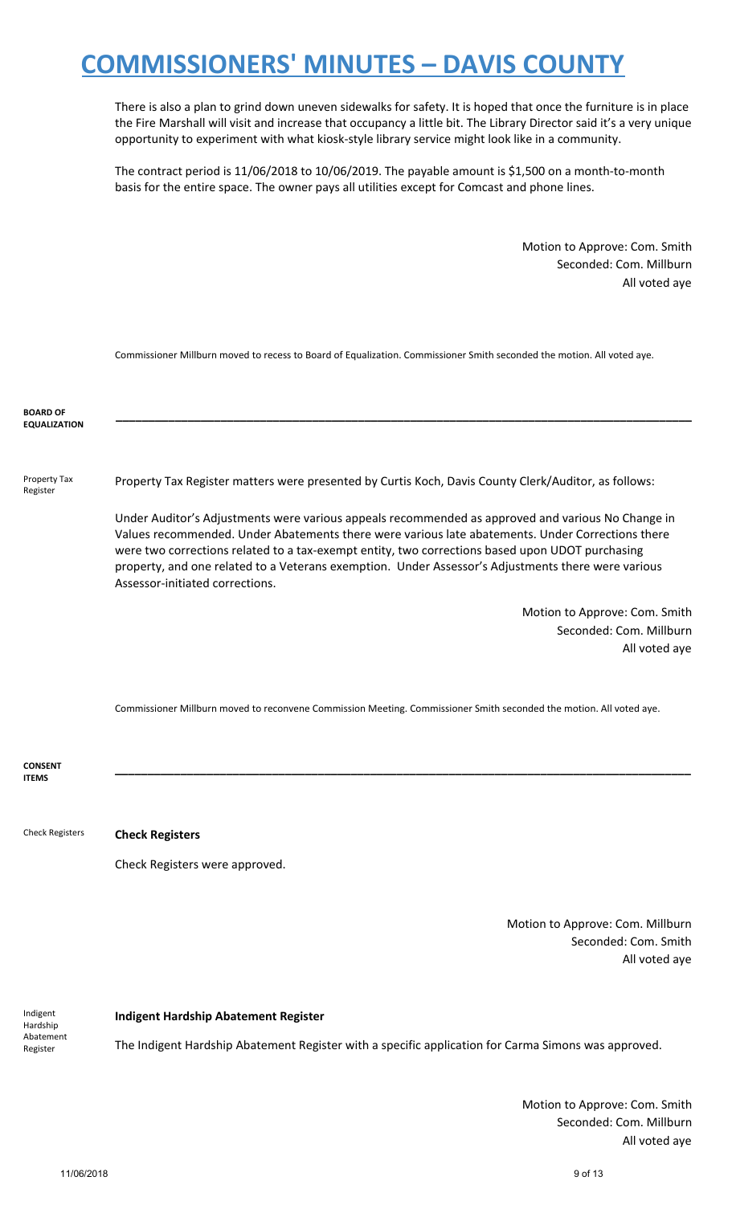There is also a plan to grind down uneven sidewalks for safety. It is hoped that once the furniture is in place the Fire Marshall will visit and increase that occupancy a little bit. The Library Director said it's a very unique opportunity to experiment with what kiosk-style library service might look like in a community.

The contract period is 11/06/2018 to 10/06/2019. The payable amount is $1,500 on a month-to-month basis for the entire space. The owner pays all utilities except for Comcast and phone lines.

Motion to Approve: Com. Smith
Seconded: Com. Millburn
All voted aye

Commissioner Millburn moved to recess to Board of Equalization. Commissioner Smith seconded the motion. All voted aye.

**BOARD OF EQUALIZATION**

---

Property Tax Register

Property Tax Register matters were presented by Curtis Koch, Davis County Clerk/Auditor, as follows:

Under Auditor's Adjustments were various appeals recommended as approved and various No Change in Values recommended. Under Abatements there were various late abatements. Under Corrections there were two corrections related to a tax-exempt entity, two corrections based upon UDOT purchasing property, and one related to a Veterans exemption. Under Assessor's Adjustments there were various Assessor-initiated corrections.

Motion to Approve: Com. Smith
Seconded: Com. Millburn
All voted aye

Commissioner Millburn moved to reconvene Commission Meeting. Commissioner Smith seconded the motion. All voted aye.

**CONSENT ITEMS**

---

Check Registers

**Check Registers**

Check Registers were approved.

Motion to Approve: Com. Millburn
Seconded: Com. Smith
All voted aye

Indigent Hardship Abatement Register

**Indigent Hardship Abatement Register**

The Indigent Hardship Abatement Register with a specific application for Carma Simons was approved.

Motion to Approve: Com. Smith
Seconded: Com. Millburn
All voted aye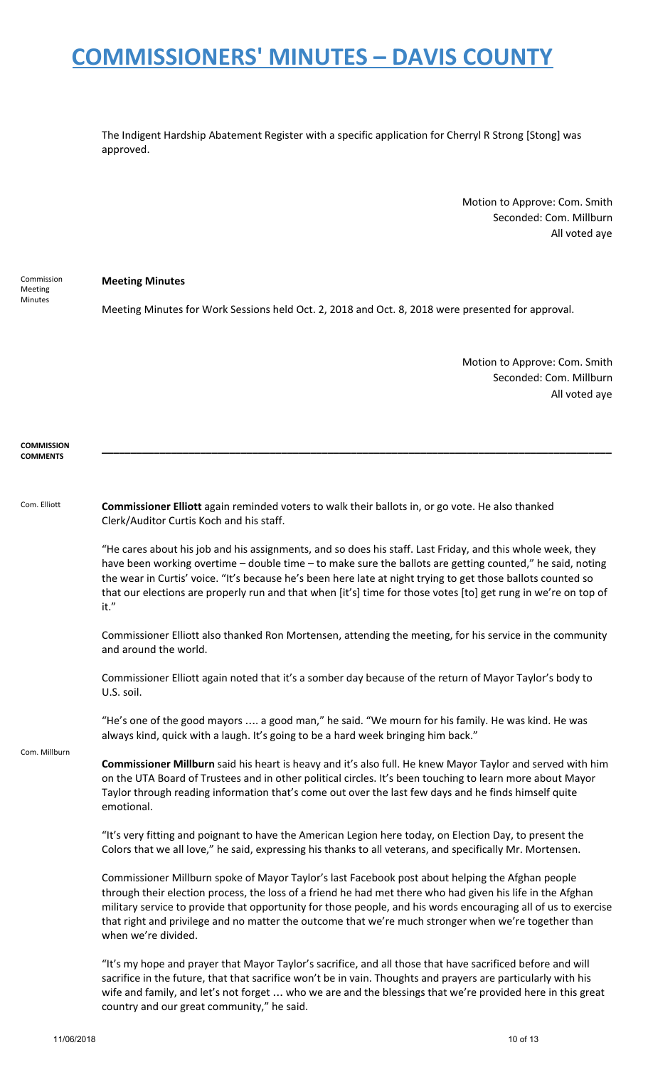# COMMISSIONERS' MINUTES – DAVIS COUNTY

The Indigent Hardship Abatement Register with a specific application for Cherryl R Strong [Stong] was approved.

Motion to Approve: Com. Smith
Seconded: Com. Millburn
All voted aye

Commission Meeting Minutes

**Meeting Minutes**

Meeting Minutes for Work Sessions held Oct. 2, 2018 and Oct. 8, 2018 were presented for approval.

Motion to Approve: Com. Smith
Seconded: Com. Millburn
All voted aye

**COMMISSION COMMENTS**

---

Com. Elliott

**Commissioner Elliott** again reminded voters to walk their ballots in, or go vote. He also thanked Clerk/Auditor Curtis Koch and his staff.

"He cares about his job and his assignments, and so does his staff. Last Friday, and this whole week, they have been working overtime – double time – to make sure the ballots are getting counted," he said, noting the wear in Curtis' voice. "It's because he's been here late at night trying to get those ballots counted so that our elections are properly run and that when [it's] time for those votes [to] get rung in we're on top of it."

Commissioner Elliott also thanked Ron Mortensen, attending the meeting, for his service in the community and around the world.

Commissioner Elliott again noted that it's a somber day because of the return of Mayor Taylor's body to U.S. soil.

"He's one of the good mayors .... a good man," he said. "We mourn for his family. He was kind. He was always kind, quick with a laugh. It's going to be a hard week bringing him back."

Com. Millburn

**Commissioner Millburn** said his heart is heavy and it's also full. He knew Mayor Taylor and served with him on the UTA Board of Trustees and in other political circles. It's been touching to learn more about Mayor Taylor through reading information that's come out over the last few days and he finds himself quite emotional.

"It's very fitting and poignant to have the American Legion here today, on Election Day, to present the Colors that we all love," he said, expressing his thanks to all veterans, and specifically Mr. Mortensen.

Commissioner Millburn spoke of Mayor Taylor's last Facebook post about helping the Afghan people through their election process, the loss of a friend he had met there who had given his life in the Afghan military service to provide that opportunity for those people, and his words encouraging all of us to exercise that right and privilege and no matter the outcome that we're much stronger when we're together than when we're divided.

"It's my hope and prayer that Mayor Taylor's sacrifice, and all those that have sacrificed before and will sacrifice in the future, that that sacrifice won't be in vain. Thoughts and prayers are particularly with his wife and family, and let's not forget … who we are and the blessings that we're provided here in this great country and our great community," he said.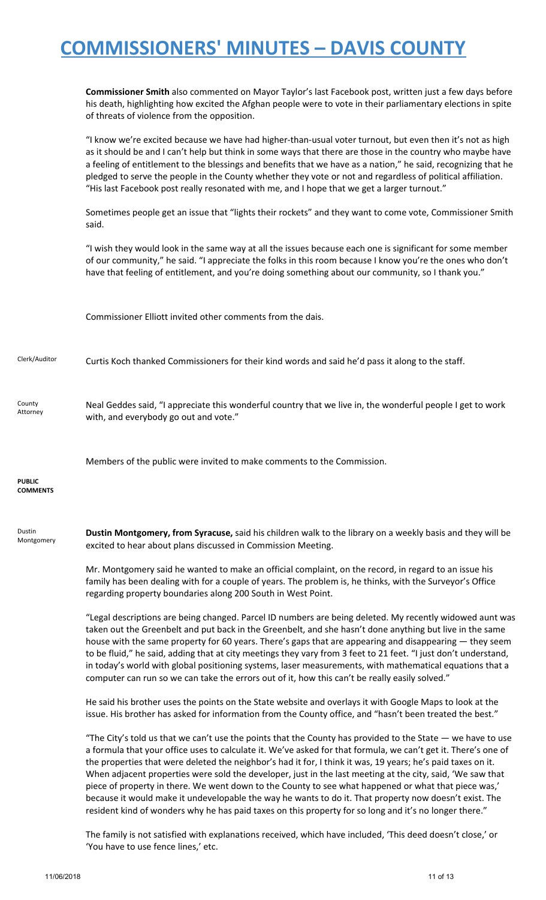**Commissioner Smith** also commented on Mayor Taylor's last Facebook post, written just a few days before his death, highlighting how excited the Afghan people were to vote in their parliamentary elections in spite of threats of violence from the opposition.

"I know we're excited because we have had higher-than-usual voter turnout, but even then it's not as high as it should be and I can't help but think in some ways that there are those in the country who maybe have a feeling of entitlement to the blessings and benefits that we have as a nation," he said, recognizing that he pledged to serve the people in the County whether they vote or not and regardless of political affiliation. "His last Facebook post really resonated with me, and I hope that we get a larger turnout."

Sometimes people get an issue that "lights their rockets" and they want to come vote, Commissioner Smith said.

"I wish they would look in the same way at all the issues because each one is significant for some member of our community," he said. "I appreciate the folks in this room because I know you're the ones who don't have that feeling of entitlement, and you're doing something about our community, so I thank you."

Commissioner Elliott invited other comments from the dais.

Clerk/Auditor

Curtis Koch thanked Commissioners for their kind words and said he'd pass it along to the staff.

County Attorney

Neal Geddes said, "I appreciate this wonderful country that we live in, the wonderful people I get to work with, and everybody go out and vote."

Members of the public were invited to make comments to the Commission.

**PUBLIC COMMENTS**

Dustin Montgomery

**Dustin Montgomery, from Syracuse,** said his children walk to the library on a weekly basis and they will be excited to hear about plans discussed in Commission Meeting.

Mr. Montgomery said he wanted to make an official complaint, on the record, in regard to an issue his family has been dealing with for a couple of years. The problem is, he thinks, with the Surveyor's Office regarding property boundaries along 200 South in West Point.

"Legal descriptions are being changed. Parcel ID numbers are being deleted. My recently widowed aunt was taken out the Greenbelt and put back in the Greenbelt, and she hasn't done anything but live in the same house with the same property for 60 years. There's gaps that are appearing and disappearing — they seem to be fluid," he said, adding that at city meetings they vary from 3 feet to 21 feet. "I just don't understand, in today's world with global positioning systems, laser measurements, with mathematical equations that a computer can run so we can take the errors out of it, how this can't be really easily solved."

He said his brother uses the points on the State website and overlays it with Google Maps to look at the issue. His brother has asked for information from the County office, and "hasn't been treated the best."

"The City's told us that we can't use the points that the County has provided to the State — we have to use a formula that your office uses to calculate it. We've asked for that formula, we can't get it. There's one of the properties that were deleted the neighbor's had it for, I think it was, 19 years; he's paid taxes on it. When adjacent properties were sold the developer, just in the last meeting at the city, said, 'We saw that piece of property in there. We went down to the County to see what happened or what that piece was,' because it would make it undevelopable the way he wants to do it. That property now doesn't exist. The resident kind of wonders why he has paid taxes on this property for so long and it's no longer there."

The family is not satisfied with explanations received, which have included, 'This deed doesn't close,' or 'You have to use fence lines,' etc.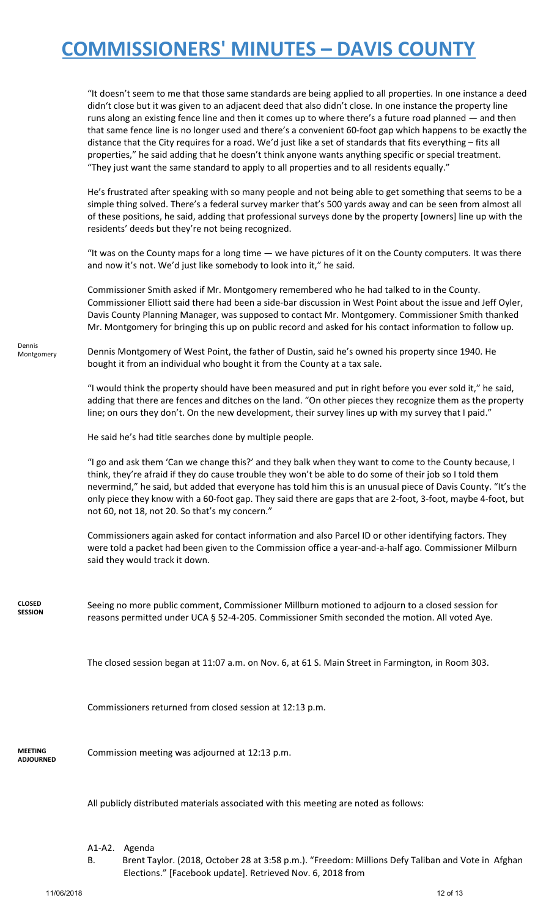“It doesn’t seem to me that those same standards are being applied to all properties. In one instance a deed didn’t close but it was given to an adjacent deed that also didn’t close. In one instance the property line runs along an existing fence line and then it comes up to where there’s a future road planned — and then that same fence line is no longer used and there’s a convenient 60-foot gap which happens to be exactly the distance that the City requires for a road. We’d just like a set of standards that fits everything – fits all properties,” he said adding that he doesn’t think anyone wants anything specific or special treatment. “They just want the same standard to apply to all properties and to all residents equally.”

He’s frustrated after speaking with so many people and not being able to get something that seems to be a simple thing solved. There’s a federal survey marker that’s 500 yards away and can be seen from almost all of these positions, he said, adding that professional surveys done by the property [owners] line up with the residents’ deeds but they’re not being recognized.

“It was on the County maps for a long time — we have pictures of it on the County computers. It was there and now it’s not. We’d just like somebody to look into it,” he said.

Commissioner Smith asked if Mr. Montgomery remembered who he had talked to in the County. Commissioner Elliott said there had been a side-bar discussion in West Point about the issue and Jeff Oyler, Davis County Planning Manager, was supposed to contact Mr. Montgomery. Commissioner Smith thanked Mr. Montgomery for bringing this up on public record and asked for his contact information to follow up.

Dennis Montgomery

Dennis Montgomery of West Point, the father of Dustin, said he’s owned his property since 1940. He bought it from an individual who bought it from the County at a tax sale.

“I would think the property should have been measured and put in right before you ever sold it,” he said, adding that there are fences and ditches on the land. “On other pieces they recognize them as the property line; on ours they don’t. On the new development, their survey lines up with my survey that I paid.”

He said he’s had title searches done by multiple people.

“I go and ask them ‘Can we change this?’ and they balk when they want to come to the County because, I think, they’re afraid if they do cause trouble they won’t be able to do some of their job so I told them nevermind,” he said, but added that everyone has told him this is an unusual piece of Davis County. “It’s the only piece they know with a 60-foot gap. They said there are gaps that are 2-foot, 3-foot, maybe 4-foot, but not 60, not 18, not 20. So that’s my concern.”

Commissioners again asked for contact information and also Parcel ID or other identifying factors. They were told a packet had been given to the Commission office a year-and-a-half ago. Commissioner Milburn said they would track it down.

**CLOSED SESSION**

Seeing no more public comment, Commissioner Millburn motioned to adjourn to a closed session for reasons permitted under UCA § 52-4-205. Commissioner Smith seconded the motion. All voted Aye.

The closed session began at 11:07 a.m. on Nov. 6, at 61 S. Main Street in Farmington, in Room 303.

Commissioners returned from closed session at 12:13 p.m.

**MEETING ADJOURNED**

Commission meeting was adjourned at 12:13 p.m.

All publicly distributed materials associated with this meeting are noted as follows:

A1-A2. Agenda

B. Brent Taylor. (2018, October 28 at 3:58 p.m.). “Freedom: Millions Defy Taliban and Vote in Afghan Elections.” [Facebook update]. Retrieved Nov. 6, 2018 from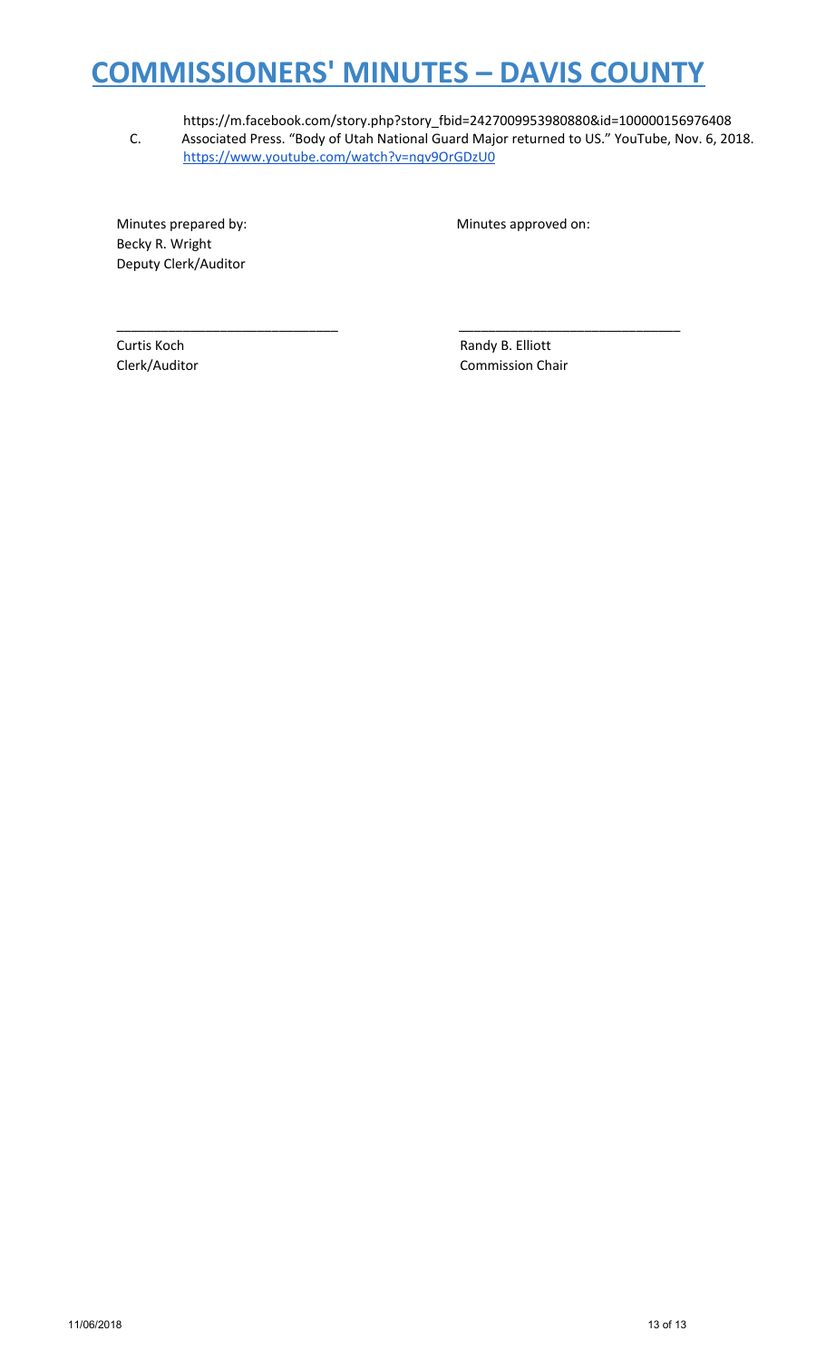# COMMISSIONERS' MINUTES – DAVIS COUNTY

https://m.facebook.com/story.php?story_fbid=2427009953980880&id=100000156976408

C. Associated Press. "Body of Utah National Guard Major returned to US." YouTube, Nov. 6, 2018. https://www.youtube.com/watch?v=nqv9OrGDzU0

Minutes prepared by:
Becky R. Wright
Deputy Clerk/Auditor

Minutes approved on:

\_\_\_\_\_\_\_\_\_\_\_\_\_\_\_\_\_\_\_\_\_\_\_\_\_\_\_\_\_\_

Curtis Koch
Clerk/Auditor

\_\_\_\_\_\_\_\_\_\_\_\_\_\_\_\_\_\_\_\_\_\_\_\_\_\_\_\_\_\_

Randy B. Elliott
Commission Chair